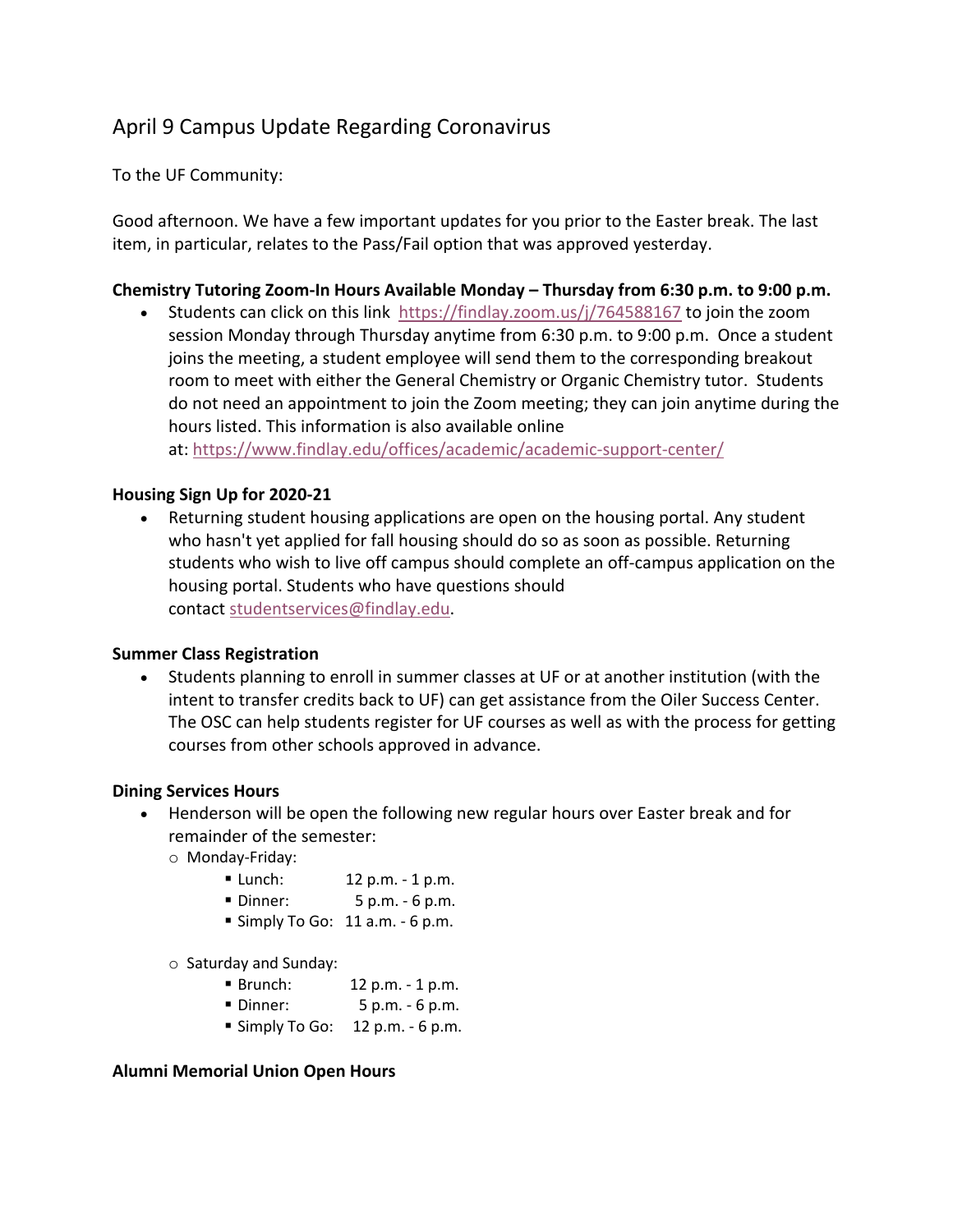# April 9 Campus Update Regarding Coronavirus

To the UF Community:

Good afternoon. We have a few important updates for you prior to the Easter break. The last item, in particular, relates to the Pass/Fail option that was approved yesterday.

**Chemistry Tutoring Zoom-In Hours Available Monday – Thursday from 6:30 p.m. to 9:00 p.m.**

- Students can click on this link https://findlay.zoom.us/j/764588167 to join the zoom session Monday through Thursday anytime from 6:30 p.m. to 9:00 p.m. Once a student joins the meeting, a student employee will send them to the corresponding breakout room to meet with either the General Chemistry or Organic Chemistry tutor. Students do not need an appointment to join the Zoom meeting; they can join anytime during the hours listed. This information is also available online at: https://www.findlay.edu/offices/academic/academic-support-center/

**Housing Sign Up for 2020-21**

- Returning student housing applications are open on the housing portal. Any student who hasn't yet applied for fall housing should do so as soon as possible. Returning students who wish to live off campus should complete an off-campus application on the housing portal. Students who have questions should contact studentservices@findlay.edu.

**Summer Class Registration**

- Students planning to enroll in summer classes at UF or at another institution (with the intent to transfer credits back to UF) can get assistance from the Oiler Success Center. The OSC can help students register for UF courses as well as with the process for getting courses from other schools approved in advance.

**Dining Services Hours**

- Henderson will be open the following new regular hours over Easter break and for remainder of the semester:
  - Monday-Friday:
    - Lunch: 12 p.m. - 1 p.m.
    - Dinner: 5 p.m. - 6 p.m.
    - Simply To Go: 11 a.m. - 6 p.m.
  - Saturday and Sunday:
    - Brunch: 12 p.m. - 1 p.m.
    - Dinner: 5 p.m. - 6 p.m.
    - Simply To Go: 12 p.m. - 6 p.m.

**Alumni Memorial Union Open Hours**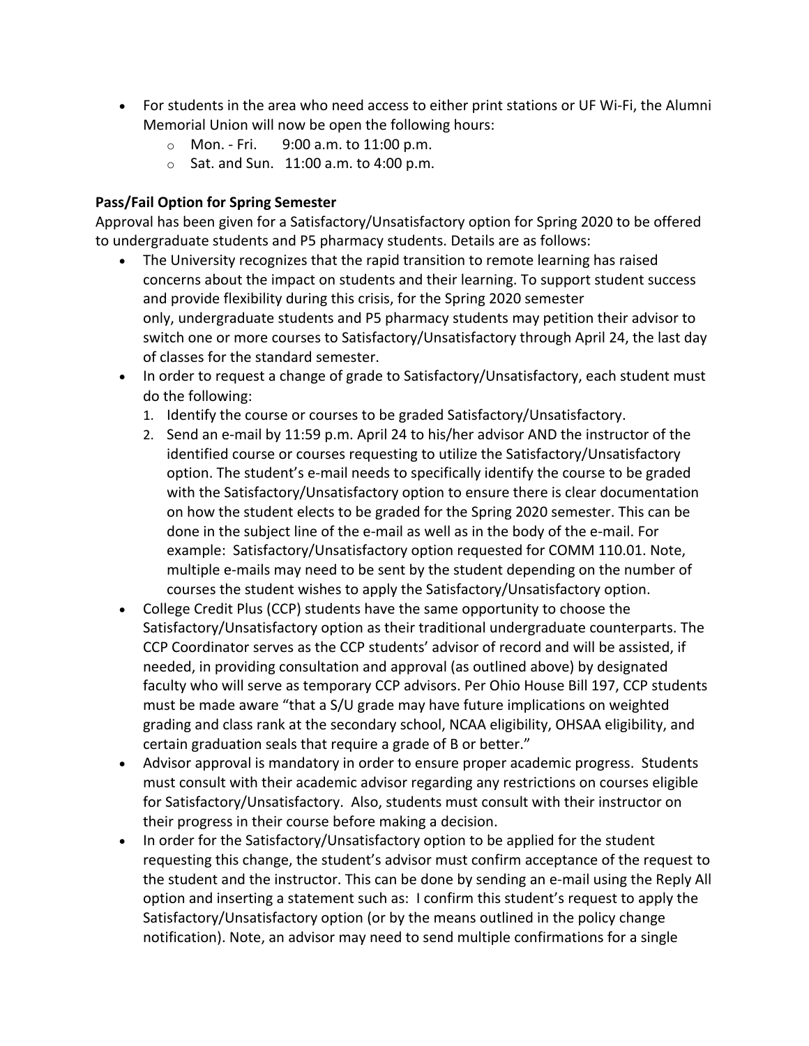- For students in the area who need access to either print stations or UF Wi-Fi, the Alumni Memorial Union will now be open the following hours:
  - Mon. - Fri. 9:00 a.m. to 11:00 p.m.
  - Sat. and Sun. 11:00 a.m. to 4:00 p.m.

**Pass/Fail Option for Spring Semester**

Approval has been given for a Satisfactory/Unsatisfactory option for Spring 2020 to be offered to undergraduate students and P5 pharmacy students. Details are as follows:

- The University recognizes that the rapid transition to remote learning has raised concerns about the impact on students and their learning. To support student success and provide flexibility during this crisis, for the Spring 2020 semester only, undergraduate students and P5 pharmacy students may petition their advisor to switch one or more courses to Satisfactory/Unsatisfactory through April 24, the last day of classes for the standard semester.
- In order to request a change of grade to Satisfactory/Unsatisfactory, each student must do the following:
  1. Identify the course or courses to be graded Satisfactory/Unsatisfactory.
  2. Send an e-mail by 11:59 p.m. April 24 to his/her advisor AND the instructor of the identified course or courses requesting to utilize the Satisfactory/Unsatisfactory option. The student's e-mail needs to specifically identify the course to be graded with the Satisfactory/Unsatisfactory option to ensure there is clear documentation on how the student elects to be graded for the Spring 2020 semester. This can be done in the subject line of the e-mail as well as in the body of the e-mail. For example: Satisfactory/Unsatisfactory option requested for COMM 110.01. Note, multiple e-mails may need to be sent by the student depending on the number of courses the student wishes to apply the Satisfactory/Unsatisfactory option.
- College Credit Plus (CCP) students have the same opportunity to choose the Satisfactory/Unsatisfactory option as their traditional undergraduate counterparts. The CCP Coordinator serves as the CCP students' advisor of record and will be assisted, if needed, in providing consultation and approval (as outlined above) by designated faculty who will serve as temporary CCP advisors. Per Ohio House Bill 197, CCP students must be made aware "that a S/U grade may have future implications on weighted grading and class rank at the secondary school, NCAA eligibility, OHSAA eligibility, and certain graduation seals that require a grade of B or better."
- Advisor approval is mandatory in order to ensure proper academic progress. Students must consult with their academic advisor regarding any restrictions on courses eligible for Satisfactory/Unsatisfactory. Also, students must consult with their instructor on their progress in their course before making a decision.
- In order for the Satisfactory/Unsatisfactory option to be applied for the student requesting this change, the student's advisor must confirm acceptance of the request to the student and the instructor. This can be done by sending an e-mail using the Reply All option and inserting a statement such as: I confirm this student's request to apply the Satisfactory/Unsatisfactory option (or by the means outlined in the policy change notification). Note, an advisor may need to send multiple confirmations for a single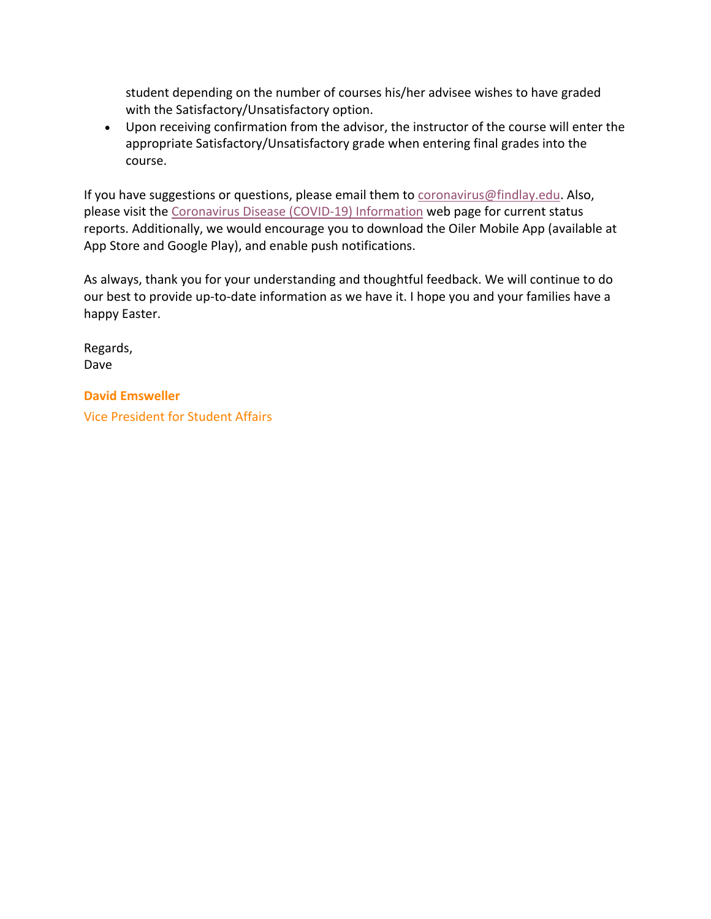student depending on the number of courses his/her advisee wishes to have graded with the Satisfactory/Unsatisfactory option.

- Upon receiving confirmation from the advisor, the instructor of the course will enter the appropriate Satisfactory/Unsatisfactory grade when entering final grades into the course.

If you have suggestions or questions, please email them to coronavirus@findlay.edu. Also, please visit the Coronavirus Disease (COVID-19) Information web page for current status reports. Additionally, we would encourage you to download the Oiler Mobile App (available at App Store and Google Play), and enable push notifications.

As always, thank you for your understanding and thoughtful feedback. We will continue to do our best to provide up-to-date information as we have it. I hope you and your families have a happy Easter.

Regards,
Dave

**David Emsweller**
Vice President for Student Affairs